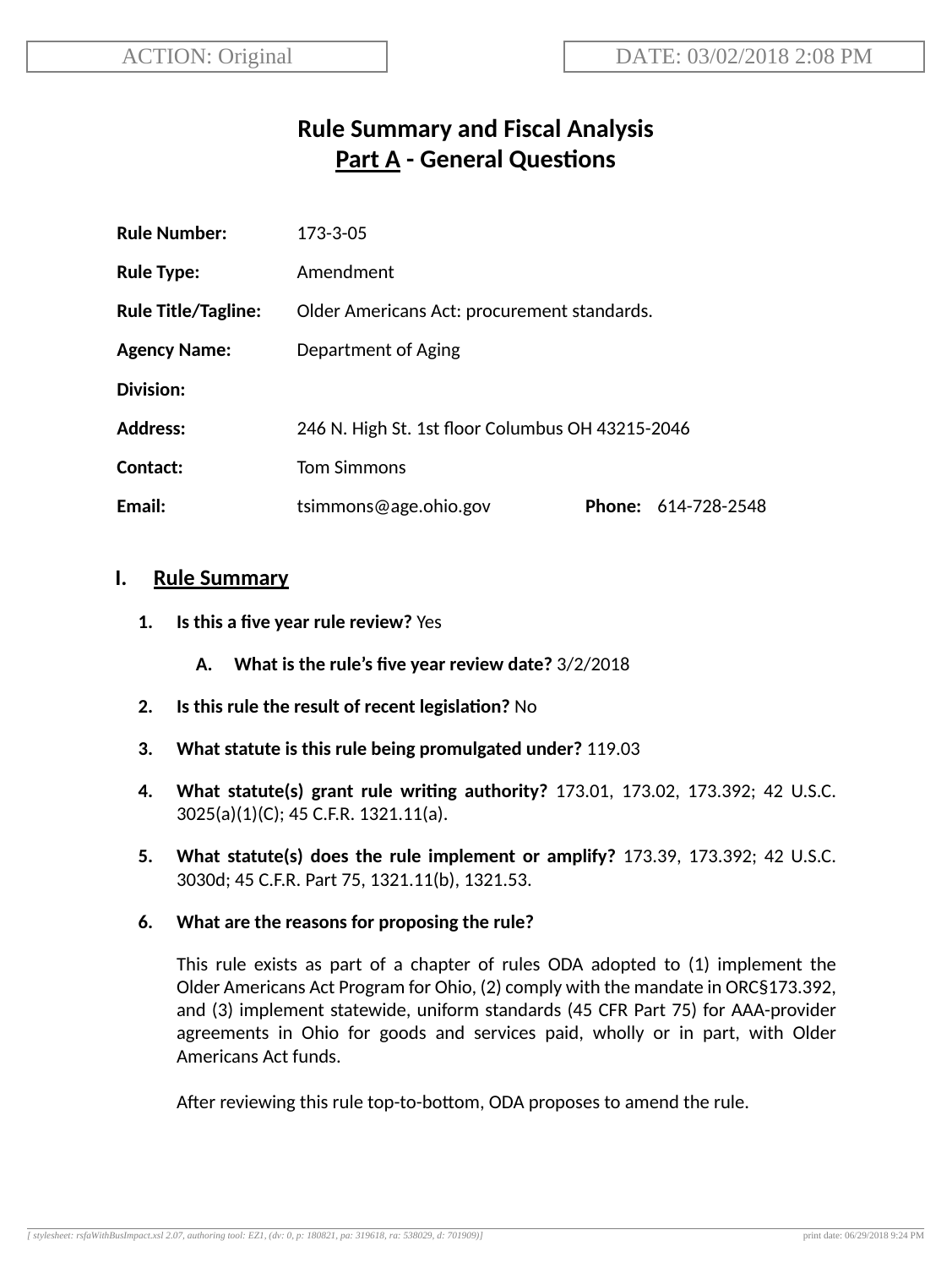ACTION: Original

DATE: 03/02/2018 2:08 PM

# Rule Summary and Fiscal Analysis

## Part A - General Questions

**Rule Number:** 173-3-05

**Rule Type:** Amendment

**Rule Title/Tagline:** Older Americans Act: procurement standards.

**Agency Name:** Department of Aging

**Division:**

**Address:** 246 N. High St. 1st floor Columbus OH 43215-2046

**Contact:** Tom Simmons

**Email:** tsimmons@age.ohio.gov **Phone:** 614-728-2548

## I. Rule Summary

1. **Is this a five year rule review?** Yes

   A. **What is the rule's five year review date?** 3/2/2018

2. **Is this rule the result of recent legislation?** No

3. **What statute is this rule being promulgated under?** 119.03

4. **What statute(s) grant rule writing authority?** 173.01, 173.02, 173.392; 42 U.S.C. 3025(a)(1)(C); 45 C.F.R. 1321.11(a).

5. **What statute(s) does the rule implement or amplify?** 173.39, 173.392; 42 U.S.C. 3030d; 45 C.F.R. Part 75, 1321.11(b), 1321.53.

6. **What are the reasons for proposing the rule?**

   This rule exists as part of a chapter of rules ODA adopted to (1) implement the Older Americans Act Program for Ohio, (2) comply with the mandate in ORC§173.392, and (3) implement statewide, uniform standards (45 CFR Part 75) for AAA-provider agreements in Ohio for goods and services paid, wholly or in part, with Older Americans Act funds.

   After reviewing this rule top-to-bottom, ODA proposes to amend the rule.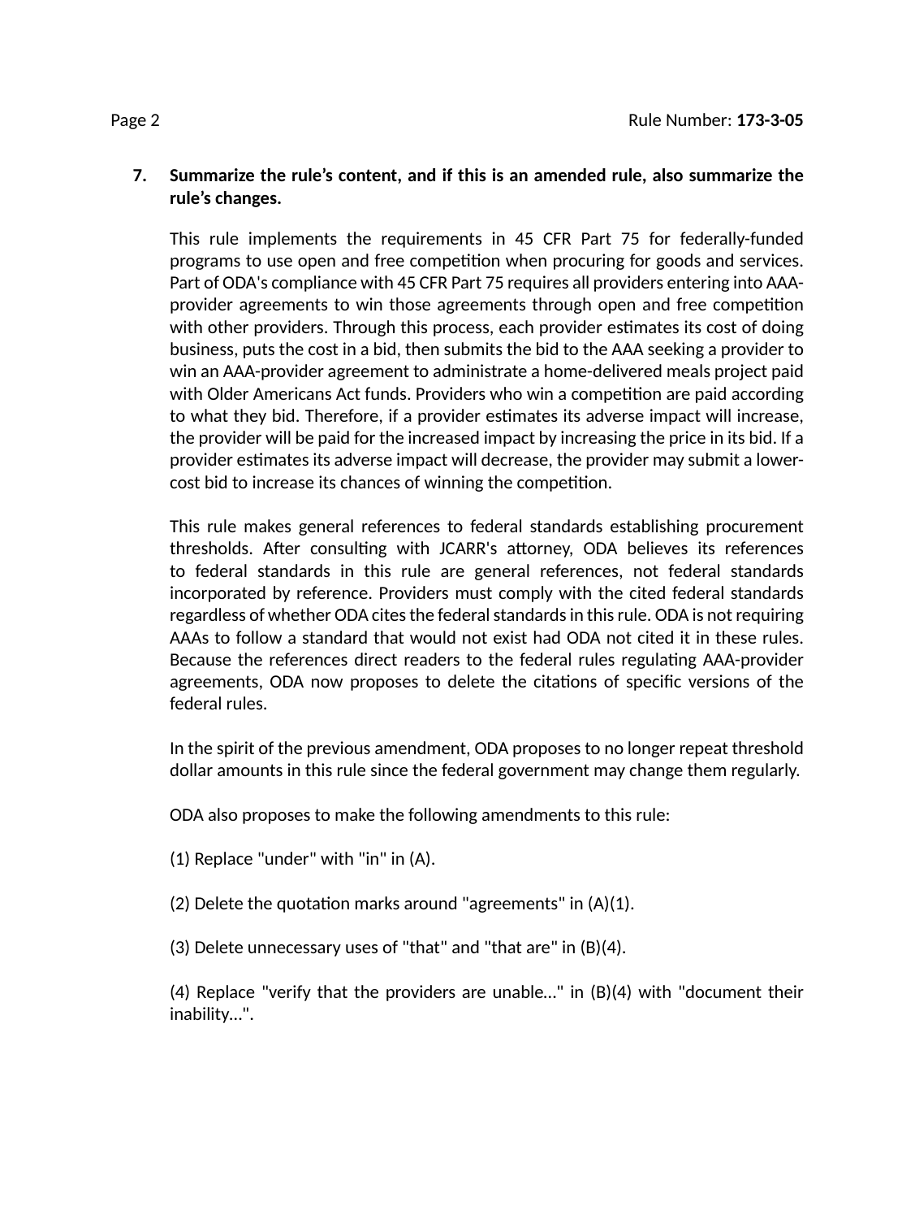**7. Summarize the rule's content, and if this is an amended rule, also summarize the rule's changes.**

This rule implements the requirements in 45 CFR Part 75 for federally-funded programs to use open and free competition when procuring for goods and services. Part of ODA's compliance with 45 CFR Part 75 requires all providers entering into AAA-provider agreements to win those agreements through open and free competition with other providers. Through this process, each provider estimates its cost of doing business, puts the cost in a bid, then submits the bid to the AAA seeking a provider to win an AAA-provider agreement to administrate a home-delivered meals project paid with Older Americans Act funds. Providers who win a competition are paid according to what they bid. Therefore, if a provider estimates its adverse impact will increase, the provider will be paid for the increased impact by increasing the price in its bid. If a provider estimates its adverse impact will decrease, the provider may submit a lower-cost bid to increase its chances of winning the competition.

This rule makes general references to federal standards establishing procurement thresholds. After consulting with JCARR's attorney, ODA believes its references to federal standards in this rule are general references, not federal standards incorporated by reference. Providers must comply with the cited federal standards regardless of whether ODA cites the federal standards in this rule. ODA is not requiring AAAs to follow a standard that would not exist had ODA not cited it in these rules. Because the references direct readers to the federal rules regulating AAA-provider agreements, ODA now proposes to delete the citations of specific versions of the federal rules.

In the spirit of the previous amendment, ODA proposes to no longer repeat threshold dollar amounts in this rule since the federal government may change them regularly.

ODA also proposes to make the following amendments to this rule:

(1) Replace "under" with "in" in (A).

(2) Delete the quotation marks around "agreements" in (A)(1).

(3) Delete unnecessary uses of "that" and "that are" in (B)(4).

(4) Replace "verify that the providers are unable..." in (B)(4) with "document their inability...".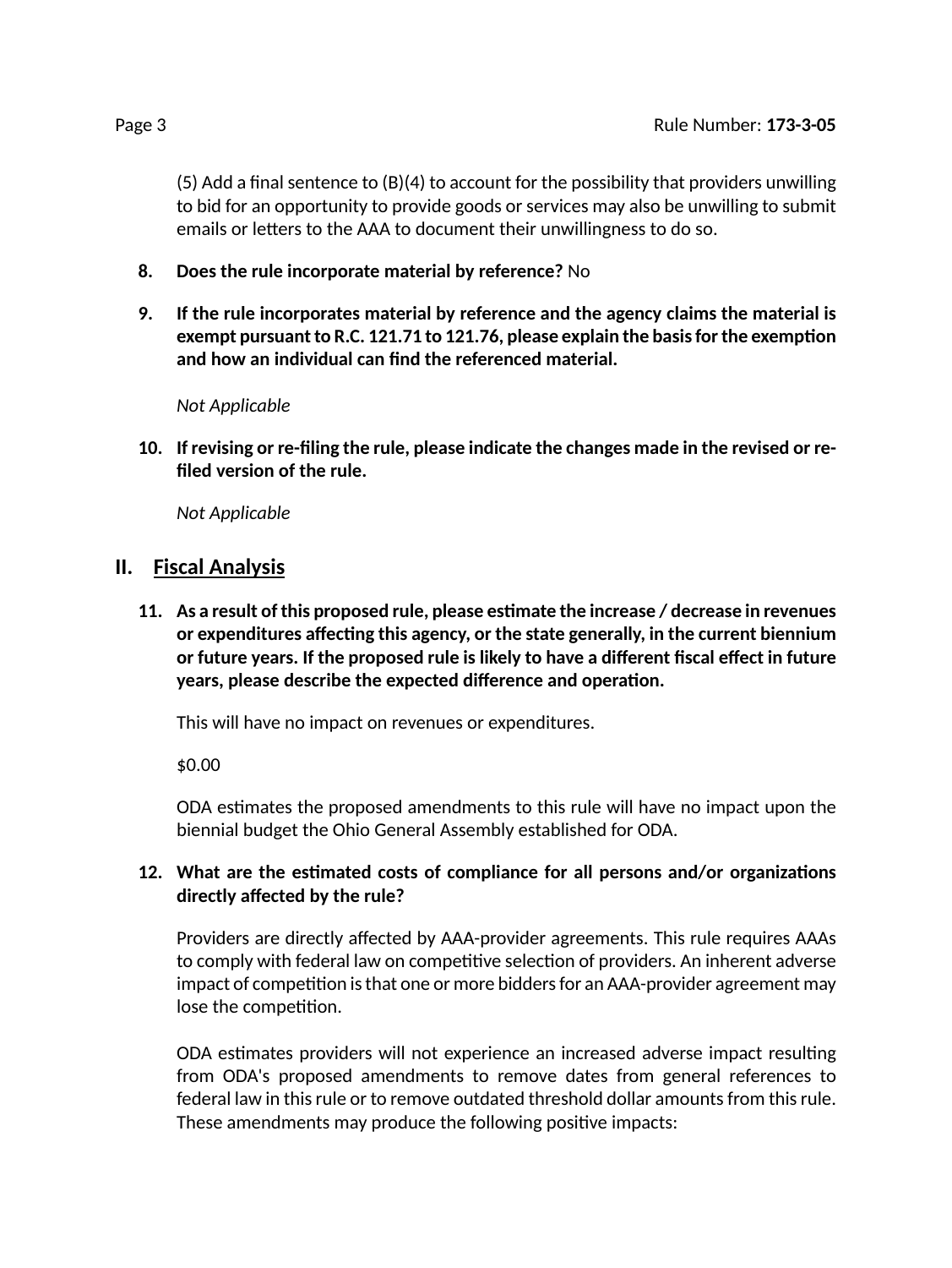(5) Add a final sentence to (B)(4) to account for the possibility that providers unwilling to bid for an opportunity to provide goods or services may also be unwilling to submit emails or letters to the AAA to document their unwillingness to do so.

8. **Does the rule incorporate material by reference?** No

9. **If the rule incorporates material by reference and the agency claims the material is exempt pursuant to R.C. 121.71 to 121.76, please explain the basis for the exemption and how an individual can find the referenced material.**

   *Not Applicable*

10. **If revising or re-filing the rule, please indicate the changes made in the revised or re-filed version of the rule.**

    *Not Applicable*

## II. Fiscal Analysis

11. **As a result of this proposed rule, please estimate the increase / decrease in revenues or expenditures affecting this agency, or the state generally, in the current biennium or future years. If the proposed rule is likely to have a different fiscal effect in future years, please describe the expected difference and operation.**

    This will have no impact on revenues or expenditures.

    $0.00

    ODA estimates the proposed amendments to this rule will have no impact upon the biennial budget the Ohio General Assembly established for ODA.

12. **What are the estimated costs of compliance for all persons and/or organizations directly affected by the rule?**

    Providers are directly affected by AAA-provider agreements. This rule requires AAAs to comply with federal law on competitive selection of providers. An inherent adverse impact of competition is that one or more bidders for an AAA-provider agreement may lose the competition.

    ODA estimates providers will not experience an increased adverse impact resulting from ODA's proposed amendments to remove dates from general references to federal law in this rule or to remove outdated threshold dollar amounts from this rule. These amendments may produce the following positive impacts: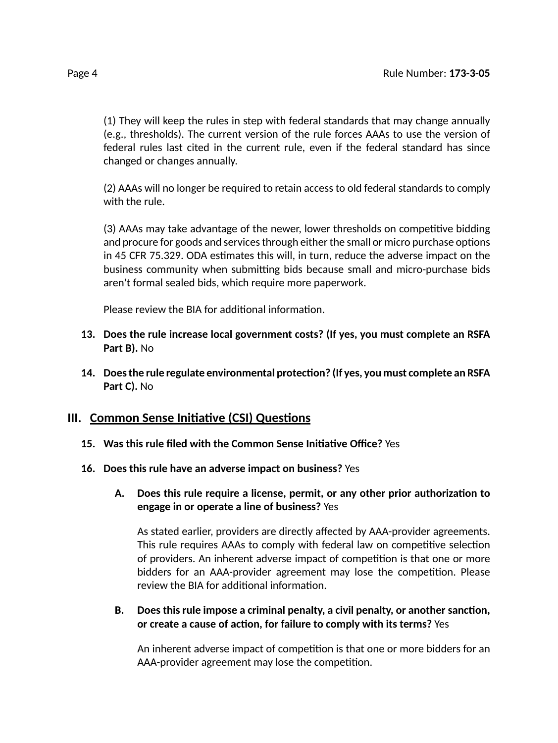(1) They will keep the rules in step with federal standards that may change annually (e.g., thresholds). The current version of the rule forces AAAs to use the version of federal rules last cited in the current rule, even if the federal standard has since changed or changes annually.

(2) AAAs will no longer be required to retain access to old federal standards to comply with the rule.

(3) AAAs may take advantage of the newer, lower thresholds on competitive bidding and procure for goods and services through either the small or micro purchase options in 45 CFR 75.329. ODA estimates this will, in turn, reduce the adverse impact on the business community when submitting bids because small and micro-purchase bids aren't formal sealed bids, which require more paperwork.

Please review the BIA for additional information.

13. **Does the rule increase local government costs? (If yes, you must complete an RSFA Part B).** No

14. **Does the rule regulate environmental protection? (If yes, you must complete an RSFA Part C).** No

## III. Common Sense Initiative (CSI) Questions

15. **Was this rule filed with the Common Sense Initiative Office?** Yes

16. **Does this rule have an adverse impact on business?** Yes

    A. **Does this rule require a license, permit, or any other prior authorization to engage in or operate a line of business?** Yes

       As stated earlier, providers are directly affected by AAA-provider agreements. This rule requires AAAs to comply with federal law on competitive selection of providers. An inherent adverse impact of competition is that one or more bidders for an AAA-provider agreement may lose the competition. Please review the BIA for additional information.

    B. **Does this rule impose a criminal penalty, a civil penalty, or another sanction, or create a cause of action, for failure to comply with its terms?** Yes

       An inherent adverse impact of competition is that one or more bidders for an AAA-provider agreement may lose the competition.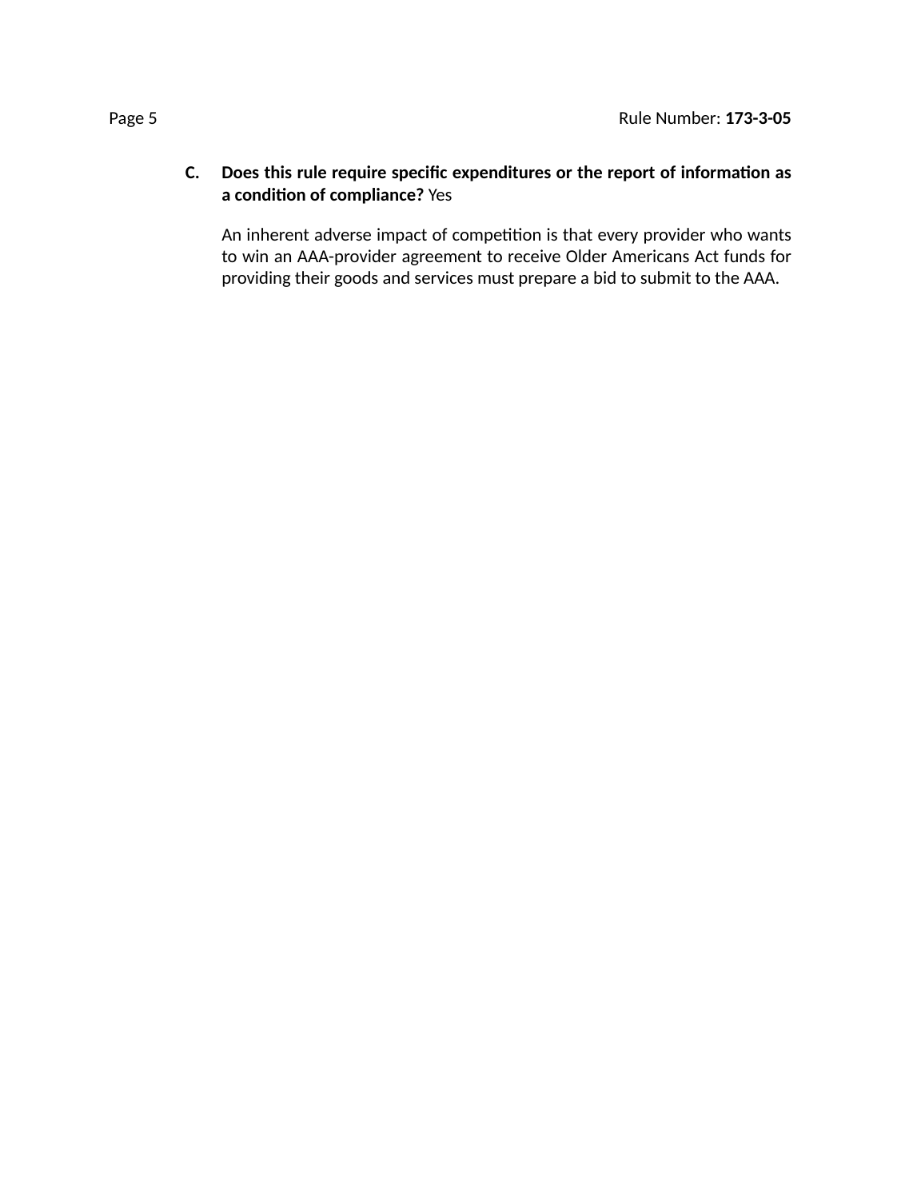**C. Does this rule require specific expenditures or the report of information as a condition of compliance?** Yes

An inherent adverse impact of competition is that every provider who wants to win an AAA-provider agreement to receive Older Americans Act funds for providing their goods and services must prepare a bid to submit to the AAA.